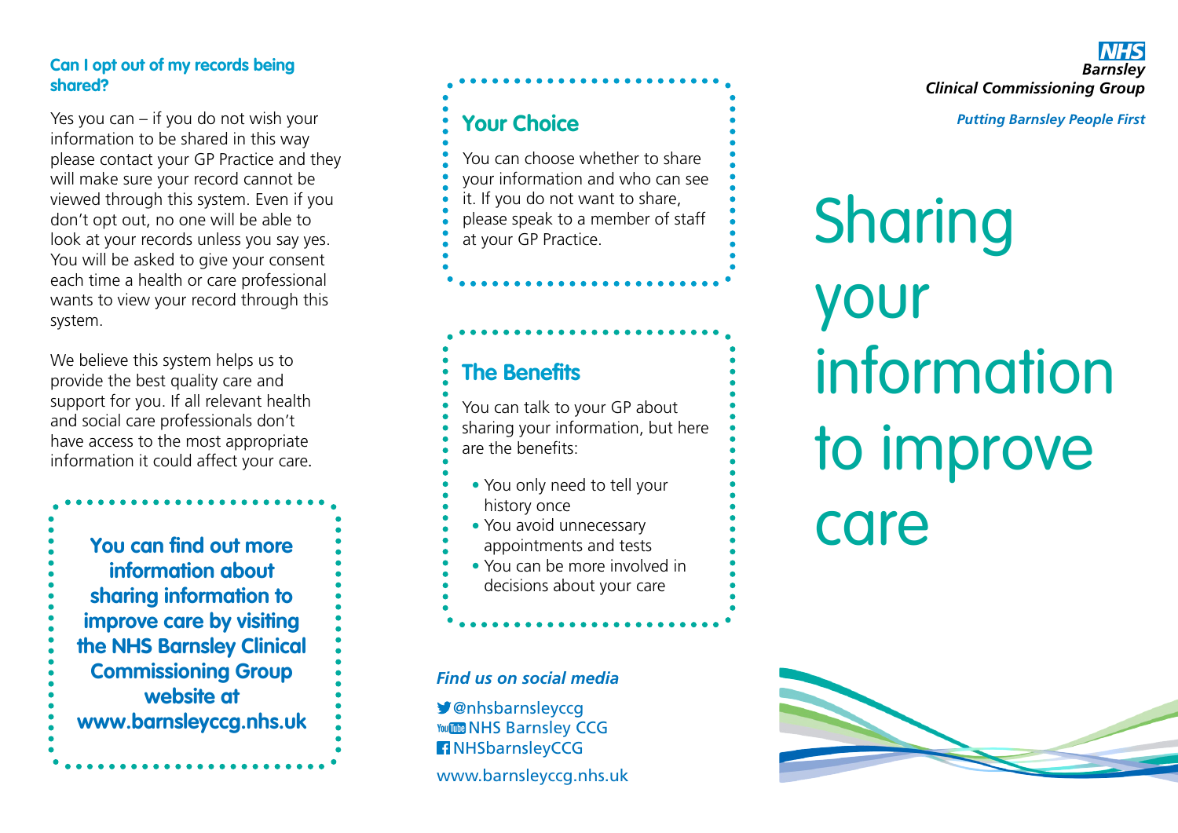### Can I opt out of my records being shared?

Yes you can – if you do not wish your information to be shared in this way please contact your GP Practice and they will make sure your record cannot be viewed through this system. Even if you don't opt out, no one will be able to look at your records unless you say yes. You will be asked to give your consent each time a health or care professional wants to view your record through this system.

We believe this system helps us to provide the best quality care and support for you. If all relevant health and social care professionals don't have access to the most appropriate information it could affect your care.

**You can find out more information about sharing information to improve care by visiting the NHS Barnsley Clinical Commissioning Group website at www.barnsleyccg.nhs.uk**

## Your Choice

You can choose whether to share your information and who can see it. If you do not want to share, please speak to a member of staff at your GP Practice.

## The Benefits

You can talk to your GP about sharing your information, but here are the benefits:

- You only need to tell your history once
- You avoid unnecessary appointments and tests
- You can be more involved in decisions about your care

*Find us on social media*

@nhsbarnsleyccg
NHS Barnsley CCG
NHSbarnsleyCCG

www.barnsleyccg.nhs.uk

**NHS**
***Barnsley***
***Clinical Commissioning Group***

*Putting Barnsley People First*

# Sharing your information to improve care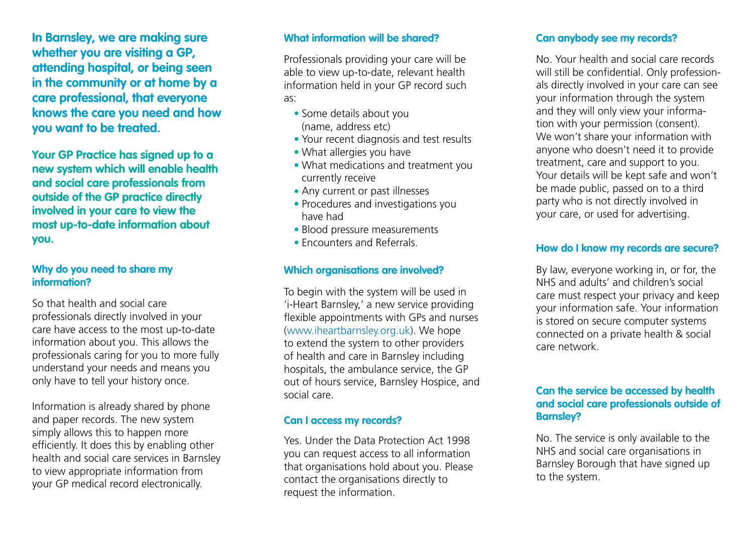**In Barnsley, we are making sure whether you are visiting a GP, attending hospital, or being seen in the community or at home by a care professional, that everyone knows the care you need and how you want to be treated.**

**Your GP Practice has signed up to a new system which will enable health and social care professionals from outside of the GP practice directly involved in your care to view the most up-to-date information about you.**

### Why do you need to share my information?

So that health and social care professionals directly involved in your care have access to the most up-to-date information about you. This allows the professionals caring for you to more fully understand your needs and means you only have to tell your history once.

Information is already shared by phone and paper records. The new system simply allows this to happen more efficiently. It does this by enabling other health and social care services in Barnsley to view appropriate information from your GP medical record electronically.

### What information will be shared?

Professionals providing your care will be able to view up-to-date, relevant health information held in your GP record such as:

- Some details about you (name, address etc)
- Your recent diagnosis and test results
- What allergies you have
- What medications and treatment you currently receive
- Any current or past illnesses
- Procedures and investigations you have had
- Blood pressure measurements
- Encounters and Referrals.

### Which organisations are involved?

To begin with the system will be used in 'i-Heart Barnsley,' a new service providing flexible appointments with GPs and nurses (www.iheartbarnsley.org.uk). We hope to extend the system to other providers of health and care in Barnsley including hospitals, the ambulance service, the GP out of hours service, Barnsley Hospice, and social care.

### Can I access my records?

Yes. Under the Data Protection Act 1998 you can request access to all information that organisations hold about you. Please contact the organisations directly to request the information.

### Can anybody see my records?

No. Your health and social care records will still be confidential. Only professionals directly involved in your care can see your information through the system and they will only view your information with your permission (consent). We won't share your information with anyone who doesn't need it to provide treatment, care and support to you. Your details will be kept safe and won't be made public, passed on to a third party who is not directly involved in your care, or used for advertising.

### How do I know my records are secure?

By law, everyone working in, or for, the NHS and adults' and children's social care must respect your privacy and keep your information safe. Your information is stored on secure computer systems connected on a private health & social care network.

### Can the service be accessed by health and social care professionals outside of Barnsley?

No. The service is only available to the NHS and social care organisations in Barnsley Borough that have signed up to the system.